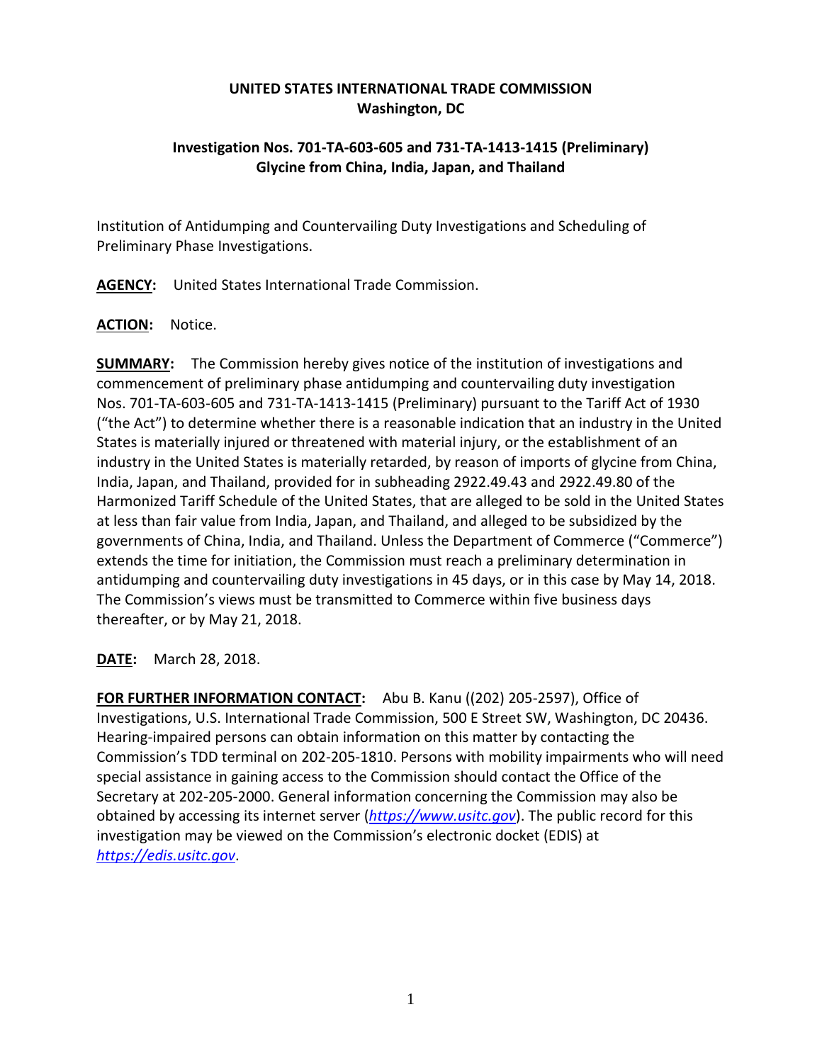**UNITED STATES INTERNATIONAL TRADE COMMISSION**
**Washington, DC**

**Investigation Nos. 701-TA-603-605 and 731-TA-1413-1415 (Preliminary)**
**Glycine from China, India, Japan, and Thailand**

Institution of Antidumping and Countervailing Duty Investigations and Scheduling of Preliminary Phase Investigations.

**AGENCY:** United States International Trade Commission.

**ACTION:** Notice.

**SUMMARY:** The Commission hereby gives notice of the institution of investigations and commencement of preliminary phase antidumping and countervailing duty investigation Nos. 701-TA-603-605 and 731-TA-1413-1415 (Preliminary) pursuant to the Tariff Act of 1930 ("the Act") to determine whether there is a reasonable indication that an industry in the United States is materially injured or threatened with material injury, or the establishment of an industry in the United States is materially retarded, by reason of imports of glycine from China, India, Japan, and Thailand, provided for in subheading 2922.49.43 and 2922.49.80 of the Harmonized Tariff Schedule of the United States, that are alleged to be sold in the United States at less than fair value from India, Japan, and Thailand, and alleged to be subsidized by the governments of China, India, and Thailand. Unless the Department of Commerce ("Commerce") extends the time for initiation, the Commission must reach a preliminary determination in antidumping and countervailing duty investigations in 45 days, or in this case by May 14, 2018. The Commission's views must be transmitted to Commerce within five business days thereafter, or by May 21, 2018.

**DATE:** March 28, 2018.

**FOR FURTHER INFORMATION CONTACT:** Abu B. Kanu ((202) 205-2597), Office of Investigations, U.S. International Trade Commission, 500 E Street SW, Washington, DC 20436. Hearing-impaired persons can obtain information on this matter by contacting the Commission's TDD terminal on 202-205-1810. Persons with mobility impairments who will need special assistance in gaining access to the Commission should contact the Office of the Secretary at 202-205-2000. General information concerning the Commission may also be obtained by accessing its internet server (*https://www.usitc.gov*). The public record for this investigation may be viewed on the Commission's electronic docket (EDIS) at *https://edis.usitc.gov*.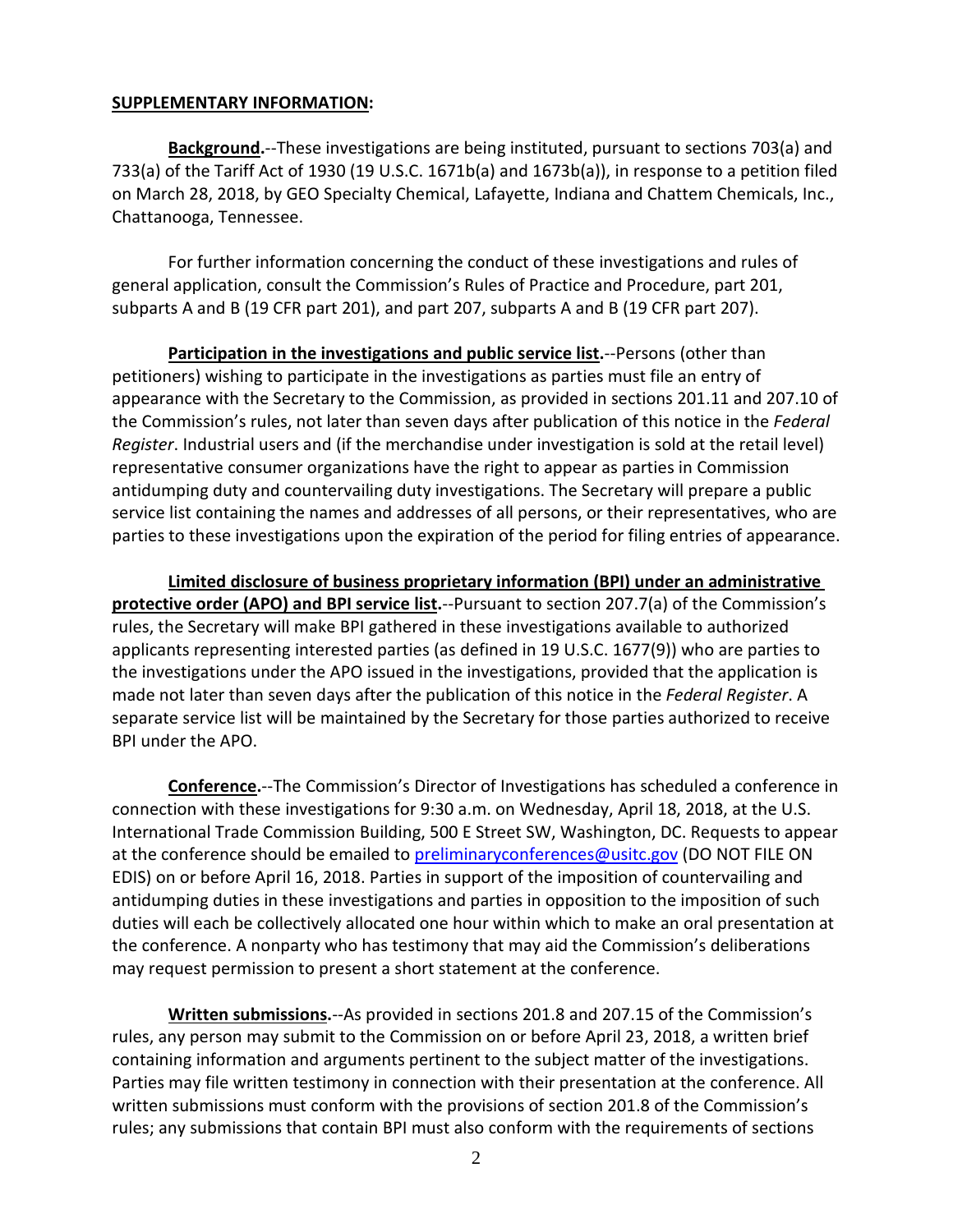**SUPPLEMENTARY INFORMATION:**

**Background.**--These investigations are being instituted, pursuant to sections 703(a) and 733(a) of the Tariff Act of 1930 (19 U.S.C. 1671b(a) and 1673b(a)), in response to a petition filed on March 28, 2018, by GEO Specialty Chemical, Lafayette, Indiana and Chattem Chemicals, Inc., Chattanooga, Tennessee.

For further information concerning the conduct of these investigations and rules of general application, consult the Commission's Rules of Practice and Procedure, part 201, subparts A and B (19 CFR part 201), and part 207, subparts A and B (19 CFR part 207).

**Participation in the investigations and public service list.**--Persons (other than petitioners) wishing to participate in the investigations as parties must file an entry of appearance with the Secretary to the Commission, as provided in sections 201.11 and 207.10 of the Commission's rules, not later than seven days after publication of this notice in the *Federal Register*. Industrial users and (if the merchandise under investigation is sold at the retail level) representative consumer organizations have the right to appear as parties in Commission antidumping duty and countervailing duty investigations. The Secretary will prepare a public service list containing the names and addresses of all persons, or their representatives, who are parties to these investigations upon the expiration of the period for filing entries of appearance.

**Limited disclosure of business proprietary information (BPI) under an administrative protective order (APO) and BPI service list.**--Pursuant to section 207.7(a) of the Commission's rules, the Secretary will make BPI gathered in these investigations available to authorized applicants representing interested parties (as defined in 19 U.S.C. 1677(9)) who are parties to the investigations under the APO issued in the investigations, provided that the application is made not later than seven days after the publication of this notice in the *Federal Register*. A separate service list will be maintained by the Secretary for those parties authorized to receive BPI under the APO.

**Conference.**--The Commission's Director of Investigations has scheduled a conference in connection with these investigations for 9:30 a.m. on Wednesday, April 18, 2018, at the U.S. International Trade Commission Building, 500 E Street SW, Washington, DC. Requests to appear at the conference should be emailed to preliminaryconferences@usitc.gov (DO NOT FILE ON EDIS) on or before April 16, 2018. Parties in support of the imposition of countervailing and antidumping duties in these investigations and parties in opposition to the imposition of such duties will each be collectively allocated one hour within which to make an oral presentation at the conference. A nonparty who has testimony that may aid the Commission's deliberations may request permission to present a short statement at the conference.

**Written submissions.**--As provided in sections 201.8 and 207.15 of the Commission's rules, any person may submit to the Commission on or before April 23, 2018, a written brief containing information and arguments pertinent to the subject matter of the investigations. Parties may file written testimony in connection with their presentation at the conference. All written submissions must conform with the provisions of section 201.8 of the Commission's rules; any submissions that contain BPI must also conform with the requirements of sections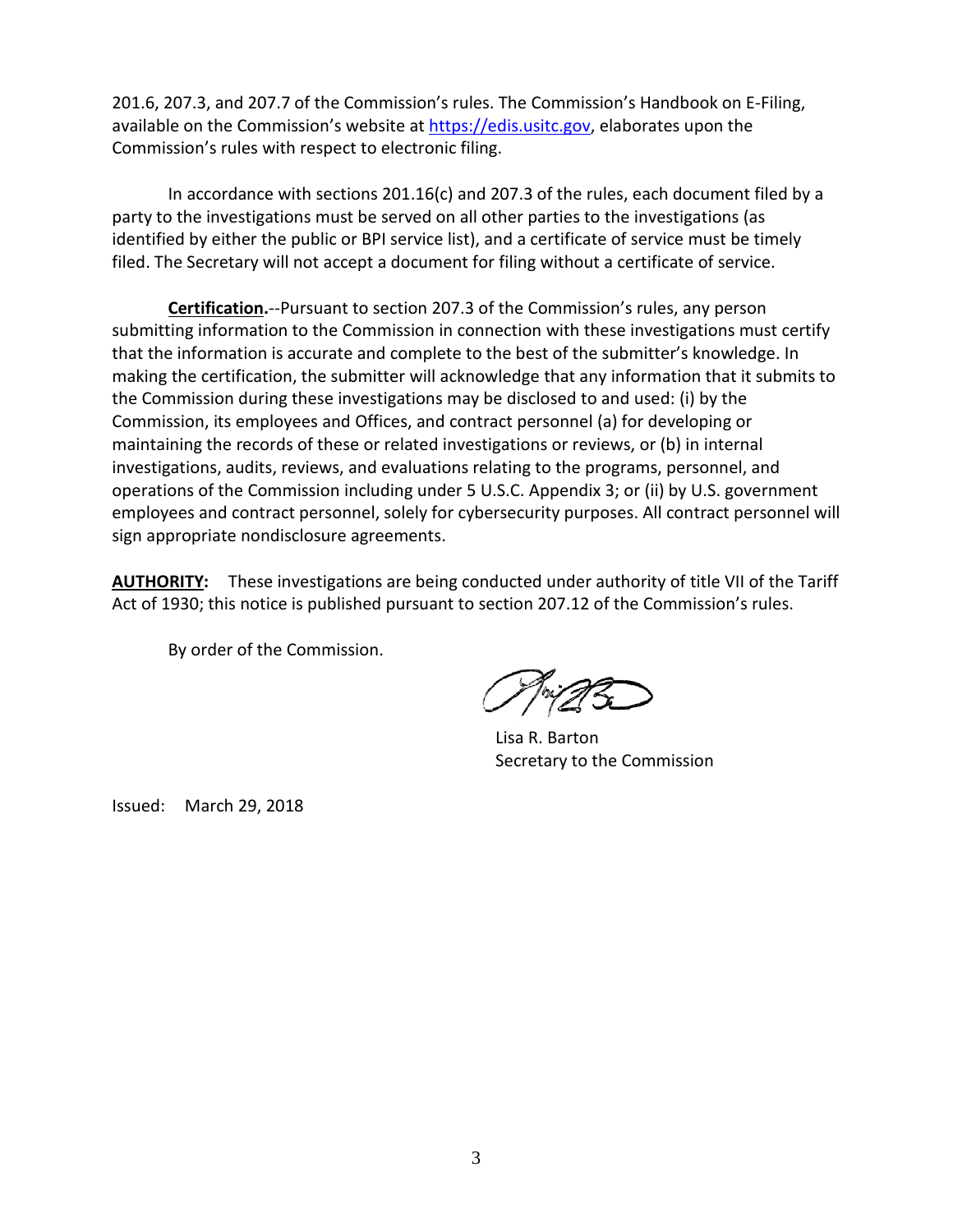201.6, 207.3, and 207.7 of the Commission's rules. The Commission's Handbook on E-Filing, available on the Commission's website at https://edis.usitc.gov, elaborates upon the Commission's rules with respect to electronic filing.

In accordance with sections 201.16(c) and 207.3 of the rules, each document filed by a party to the investigations must be served on all other parties to the investigations (as identified by either the public or BPI service list), and a certificate of service must be timely filed. The Secretary will not accept a document for filing without a certificate of service.

**Certification.**--Pursuant to section 207.3 of the Commission's rules, any person submitting information to the Commission in connection with these investigations must certify that the information is accurate and complete to the best of the submitter's knowledge. In making the certification, the submitter will acknowledge that any information that it submits to the Commission during these investigations may be disclosed to and used: (i) by the Commission, its employees and Offices, and contract personnel (a) for developing or maintaining the records of these or related investigations or reviews, or (b) in internal investigations, audits, reviews, and evaluations relating to the programs, personnel, and operations of the Commission including under 5 U.S.C. Appendix 3; or (ii) by U.S. government employees and contract personnel, solely for cybersecurity purposes. All contract personnel will sign appropriate nondisclosure agreements.

**AUTHORITY:** These investigations are being conducted under authority of title VII of the Tariff Act of 1930; this notice is published pursuant to section 207.12 of the Commission's rules.

By order of the Commission.

Lisa R. Barton
Secretary to the Commission

Issued: March 29, 2018